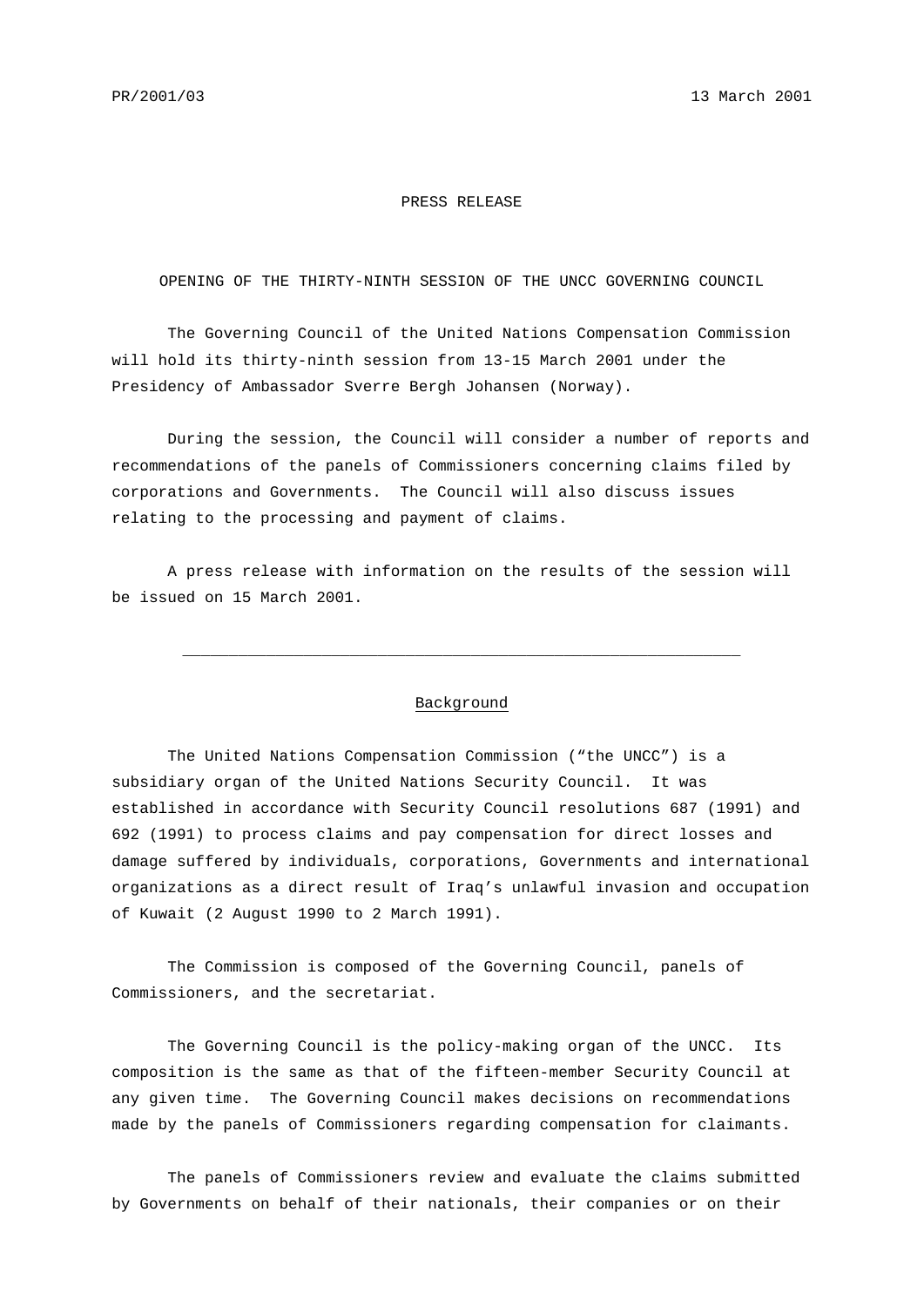PR/2001/03 13 March 2001

# PRESS RELEASE

## OPENING OF THE THIRTY-NINTH SESSION OF THE UNCC GOVERNING COUNCIL

The Governing Council of the United Nations Compensation Commission will hold its thirty-ninth session from 13-15 March 2001 under the Presidency of Ambassador Sverre Bergh Johansen (Norway).

During the session, the Council will consider a number of reports and recommendations of the panels of Commissioners concerning claims filed by corporations and Governments. The Council will also discuss issues relating to the processing and payment of claims.

A press release with information on the results of the session will be issued on 15 March 2001.

---

## Background

The United Nations Compensation Commission ("the UNCC") is a subsidiary organ of the United Nations Security Council. It was established in accordance with Security Council resolutions 687 (1991) and 692 (1991) to process claims and pay compensation for direct losses and damage suffered by individuals, corporations, Governments and international organizations as a direct result of Iraq's unlawful invasion and occupation of Kuwait (2 August 1990 to 2 March 1991).

The Commission is composed of the Governing Council, panels of Commissioners, and the secretariat.

The Governing Council is the policy-making organ of the UNCC. Its composition is the same as that of the fifteen-member Security Council at any given time. The Governing Council makes decisions on recommendations made by the panels of Commissioners regarding compensation for claimants.

The panels of Commissioners review and evaluate the claims submitted by Governments on behalf of their nationals, their companies or on their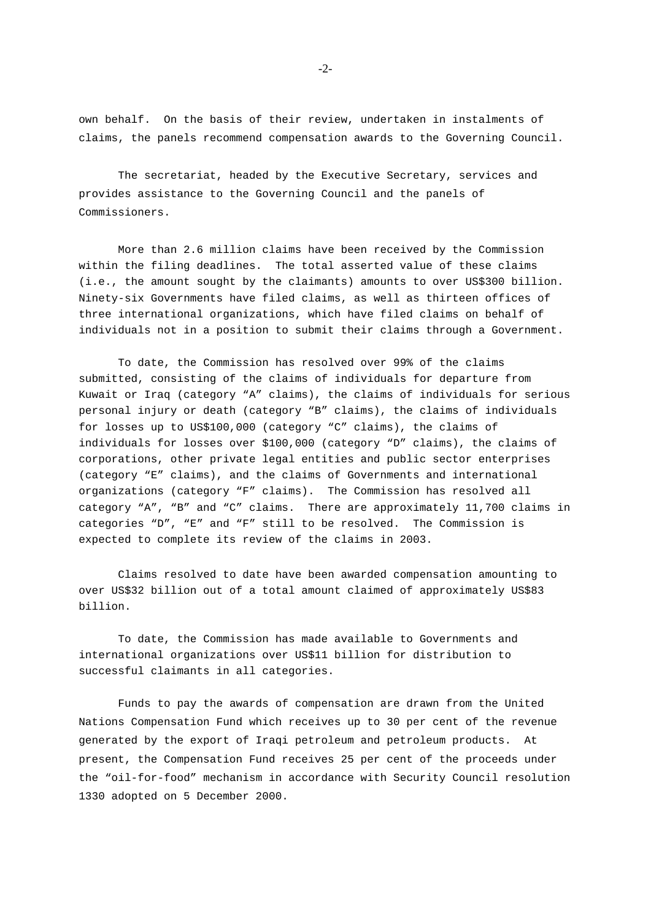own behalf. On the basis of their review, undertaken in instalments of claims, the panels recommend compensation awards to the Governing Council.

The secretariat, headed by the Executive Secretary, services and provides assistance to the Governing Council and the panels of Commissioners.

More than 2.6 million claims have been received by the Commission within the filing deadlines. The total asserted value of these claims (i.e., the amount sought by the claimants) amounts to over US$300 billion. Ninety-six Governments have filed claims, as well as thirteen offices of three international organizations, which have filed claims on behalf of individuals not in a position to submit their claims through a Government.

To date, the Commission has resolved over 99% of the claims submitted, consisting of the claims of individuals for departure from Kuwait or Iraq (category "A" claims), the claims of individuals for serious personal injury or death (category "B" claims), the claims of individuals for losses up to US$100,000 (category "C" claims), the claims of individuals for losses over $100,000 (category "D" claims), the claims of corporations, other private legal entities and public sector enterprises (category "E" claims), and the claims of Governments and international organizations (category "F" claims). The Commission has resolved all category "A", "B" and "C" claims. There are approximately 11,700 claims in categories "D", "E" and "F" still to be resolved. The Commission is expected to complete its review of the claims in 2003.

Claims resolved to date have been awarded compensation amounting to over US$32 billion out of a total amount claimed of approximately US$83 billion.

To date, the Commission has made available to Governments and international organizations over US$11 billion for distribution to successful claimants in all categories.

Funds to pay the awards of compensation are drawn from the United Nations Compensation Fund which receives up to 30 per cent of the revenue generated by the export of Iraqi petroleum and petroleum products. At present, the Compensation Fund receives 25 per cent of the proceeds under the "oil-for-food" mechanism in accordance with Security Council resolution 1330 adopted on 5 December 2000.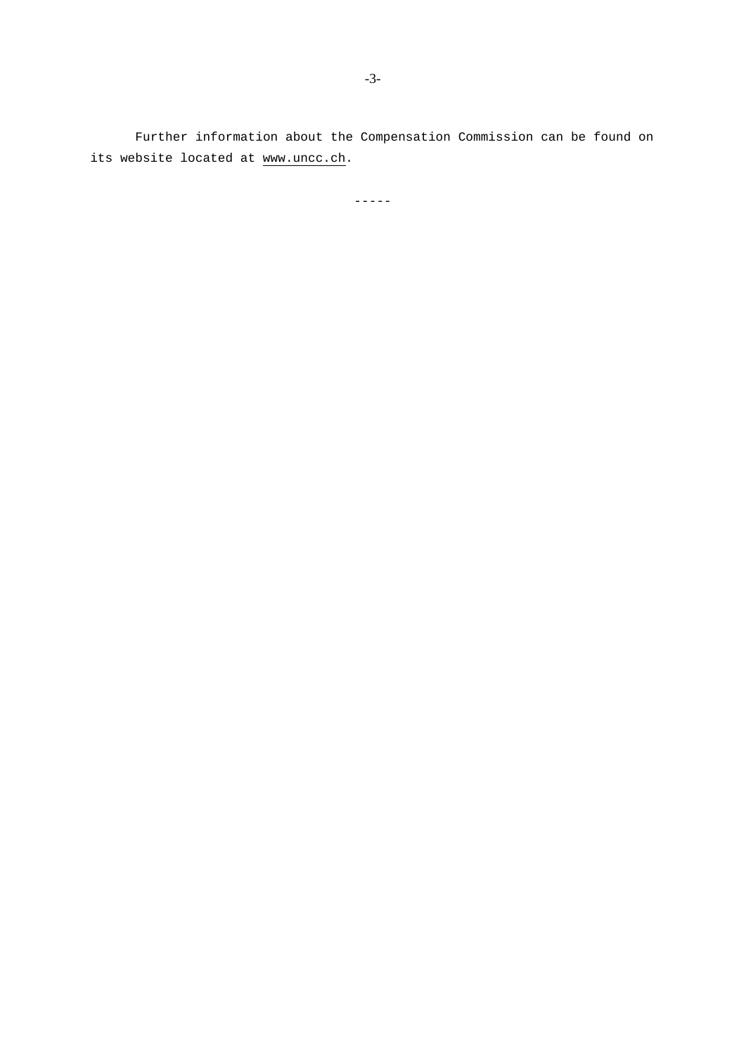Further information about the Compensation Commission can be found on its website located at www.uncc.ch.

-----